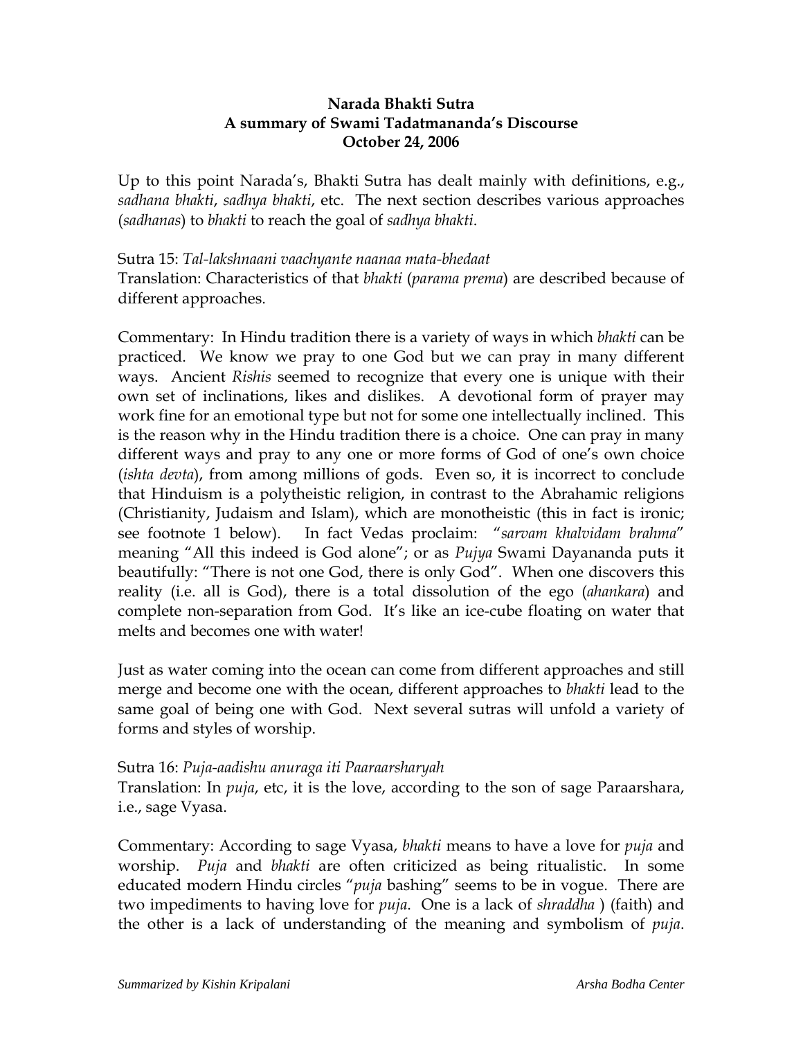**Narada Bhakti Sutra**
**A summary of Swami Tadatmananda's Discourse**
**October 24, 2006**

Up to this point Narada's, Bhakti Sutra has dealt mainly with definitions, e.g., *sadhana bhakti*, *sadhya bhakti*, etc. The next section describes various approaches (*sadhanas*) to *bhakti* to reach the goal of *sadhya bhakti*.

Sutra 15: *Tal-lakshnaani vaachyante naanaa mata-bhedaat*
Translation: Characteristics of that *bhakti* (*parama prema*) are described because of different approaches.

Commentary: In Hindu tradition there is a variety of ways in which *bhakti* can be practiced. We know we pray to one God but we can pray in many different ways. Ancient *Rishis* seemed to recognize that every one is unique with their own set of inclinations, likes and dislikes. A devotional form of prayer may work fine for an emotional type but not for some one intellectually inclined. This is the reason why in the Hindu tradition there is a choice. One can pray in many different ways and pray to any one or more forms of God of one's own choice (*ishta devta*), from among millions of gods. Even so, it is incorrect to conclude that Hinduism is a polytheistic religion, in contrast to the Abrahamic religions (Christianity, Judaism and Islam), which are monotheistic (this in fact is ironic; see footnote 1 below). In fact Vedas proclaim: "*sarvam khalvidam brahma*" meaning "All this indeed is God alone"; or as *Pujya* Swami Dayananda puts it beautifully: "There is not one God, there is only God". When one discovers this reality (i.e. all is God), there is a total dissolution of the ego (*ahankara*) and complete non-separation from God. It's like an ice-cube floating on water that melts and becomes one with water!

Just as water coming into the ocean can come from different approaches and still merge and become one with the ocean, different approaches to *bhakti* lead to the same goal of being one with God. Next several sutras will unfold a variety of forms and styles of worship.

Sutra 16: *Puja-aadishu anuraga iti Paaraarsharyah*
Translation: In *puja*, etc, it is the love, according to the son of sage Paraarshara, i.e., sage Vyasa.

Commentary: According to sage Vyasa, *bhakti* means to have a love for *puja* and worship. *Puja* and *bhakti* are often criticized as being ritualistic. In some educated modern Hindu circles "*puja* bashing" seems to be in vogue. There are two impediments to having love for *puja*. One is a lack of *shraddha* ) (faith) and the other is a lack of understanding of the meaning and symbolism of *puja*.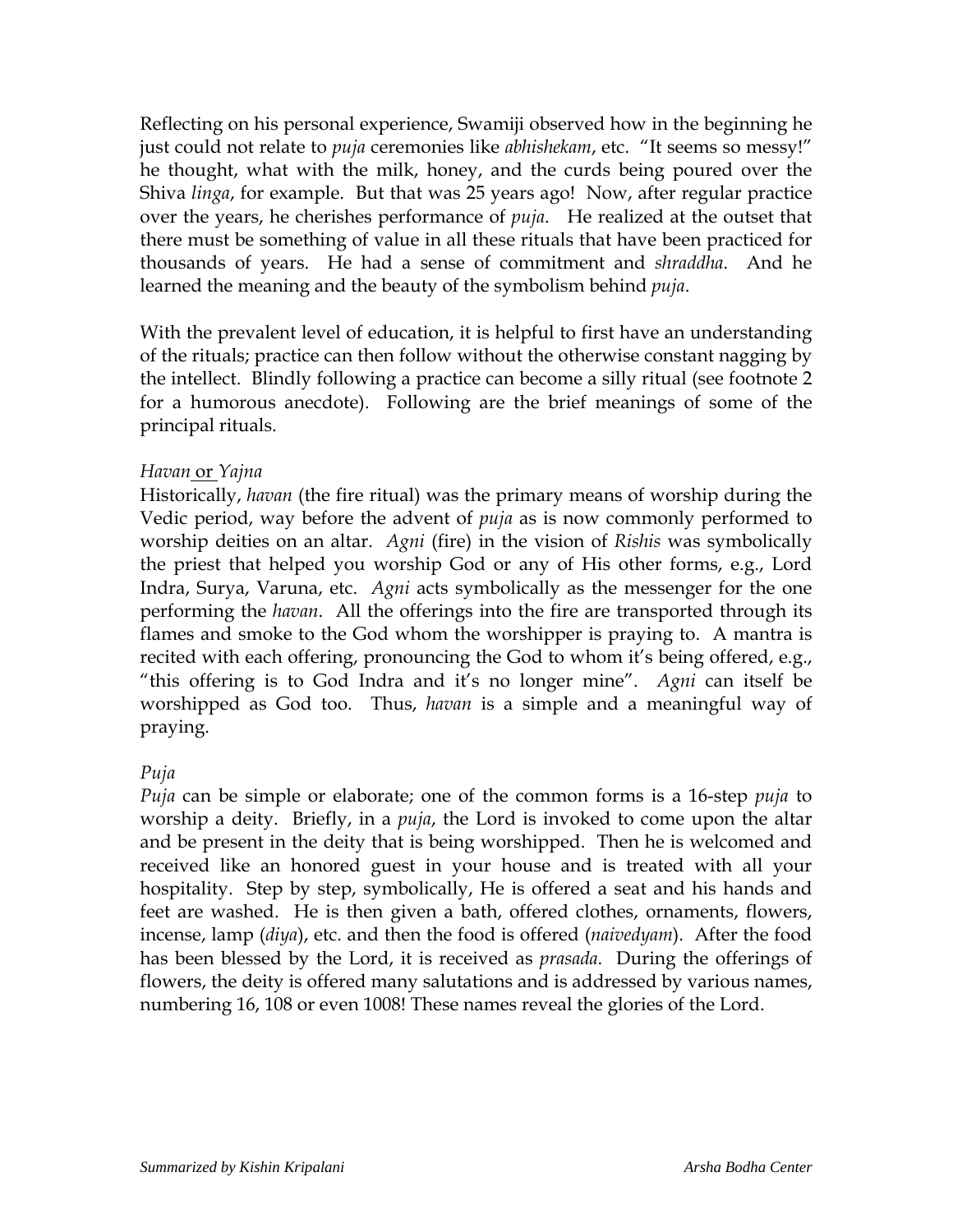Reflecting on his personal experience, Swamiji observed how in the beginning he just could not relate to *puja* ceremonies like *abhishekam*, etc. "It seems so messy!" he thought, what with the milk, honey, and the curds being poured over the Shiva *linga*, for example. But that was 25 years ago! Now, after regular practice over the years, he cherishes performance of *puja*. He realized at the outset that there must be something of value in all these rituals that have been practiced for thousands of years. He had a sense of commitment and *shraddha*. And he learned the meaning and the beauty of the symbolism behind *puja*.

With the prevalent level of education, it is helpful to first have an understanding of the rituals; practice can then follow without the otherwise constant nagging by the intellect. Blindly following a practice can become a silly ritual (see footnote 2 for a humorous anecdote). Following are the brief meanings of some of the principal rituals.

*Havan* or *Yajna*

Historically, *havan* (the fire ritual) was the primary means of worship during the Vedic period, way before the advent of *puja* as is now commonly performed to worship deities on an altar. *Agni* (fire) in the vision of *Rishis* was symbolically the priest that helped you worship God or any of His other forms, e.g., Lord Indra, Surya, Varuna, etc. *Agni* acts symbolically as the messenger for the one performing the *havan*. All the offerings into the fire are transported through its flames and smoke to the God whom the worshipper is praying to. A mantra is recited with each offering, pronouncing the God to whom it's being offered, e.g., "this offering is to God Indra and it's no longer mine". *Agni* can itself be worshipped as God too. Thus, *havan* is a simple and a meaningful way of praying.

*Puja*

*Puja* can be simple or elaborate; one of the common forms is a 16-step *puja* to worship a deity. Briefly, in a *puja*, the Lord is invoked to come upon the altar and be present in the deity that is being worshipped. Then he is welcomed and received like an honored guest in your house and is treated with all your hospitality. Step by step, symbolically, He is offered a seat and his hands and feet are washed. He is then given a bath, offered clothes, ornaments, flowers, incense, lamp (*diya*), etc. and then the food is offered (*naivedyam*). After the food has been blessed by the Lord, it is received as *prasada*. During the offerings of flowers, the deity is offered many salutations and is addressed by various names, numbering 16, 108 or even 1008! These names reveal the glories of the Lord.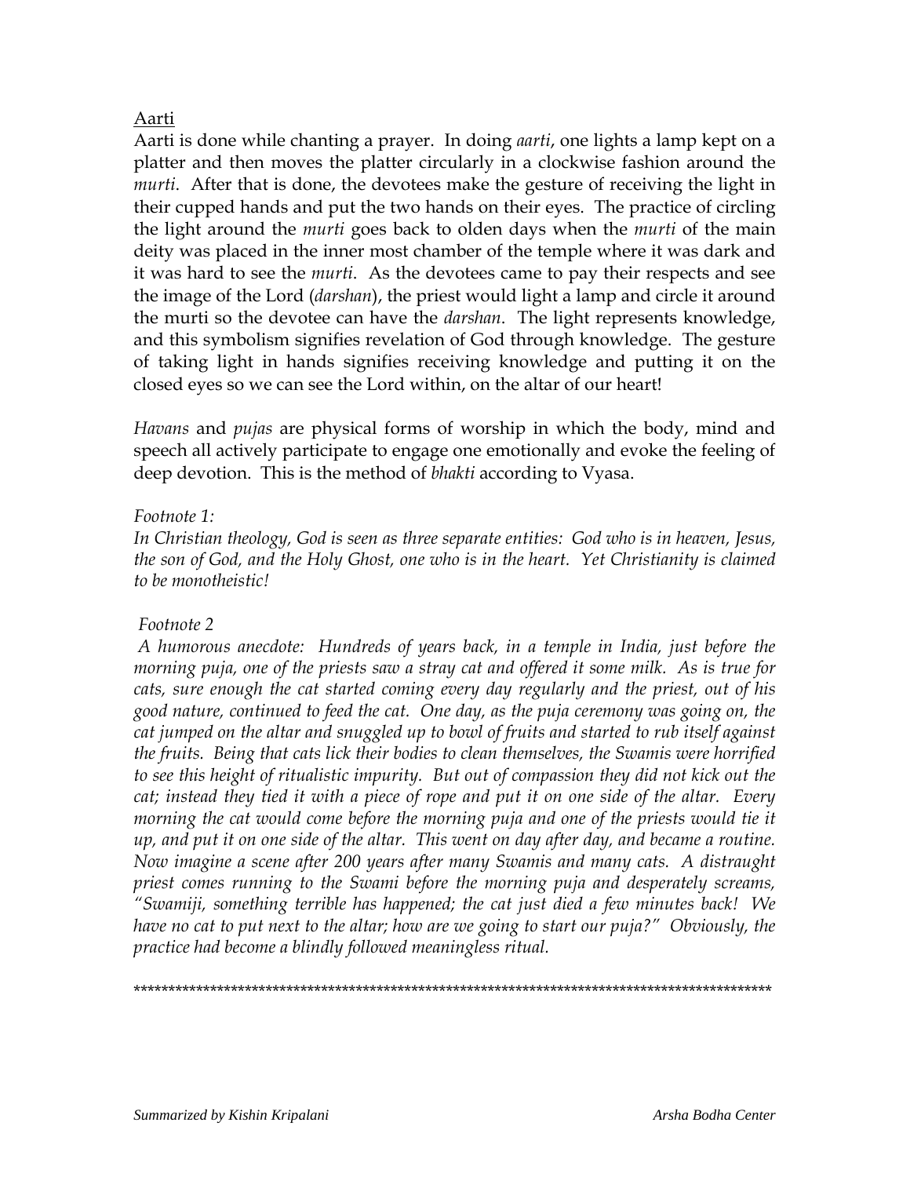Aarti

Aarti is done while chanting a prayer. In doing *aarti*, one lights a lamp kept on a platter and then moves the platter circularly in a clockwise fashion around the *murti*. After that is done, the devotees make the gesture of receiving the light in their cupped hands and put the two hands on their eyes. The practice of circling the light around the *murti* goes back to olden days when the *murti* of the main deity was placed in the inner most chamber of the temple where it was dark and it was hard to see the *murti*. As the devotees came to pay their respects and see the image of the Lord (*darshan*), the priest would light a lamp and circle it around the murti so the devotee can have the *darshan*. The light represents knowledge, and this symbolism signifies revelation of God through knowledge. The gesture of taking light in hands signifies receiving knowledge and putting it on the closed eyes so we can see the Lord within, on the altar of our heart!

*Havans* and *pujas* are physical forms of worship in which the body, mind and speech all actively participate to engage one emotionally and evoke the feeling of deep devotion. This is the method of *bhakti* according to Vyasa.

*Footnote 1:*

*In Christian theology, God is seen as three separate entities: God who is in heaven, Jesus, the son of God, and the Holy Ghost, one who is in the heart. Yet Christianity is claimed to be monotheistic!*

*Footnote 2*

*A humorous anecdote: Hundreds of years back, in a temple in India, just before the morning puja, one of the priests saw a stray cat and offered it some milk. As is true for cats, sure enough the cat started coming every day regularly and the priest, out of his good nature, continued to feed the cat. One day, as the puja ceremony was going on, the cat jumped on the altar and snuggled up to bowl of fruits and started to rub itself against the fruits. Being that cats lick their bodies to clean themselves, the Swamis were horrified to see this height of ritualistic impurity. But out of compassion they did not kick out the cat; instead they tied it with a piece of rope and put it on one side of the altar. Every morning the cat would come before the morning puja and one of the priests would tie it up, and put it on one side of the altar. This went on day after day, and became a routine. Now imagine a scene after 200 years after many Swamis and many cats. A distraught priest comes running to the Swami before the morning puja and desperately screams, "Swamiji, something terrible has happened; the cat just died a few minutes back! We have no cat to put next to the altar; how are we going to start our puja?" Obviously, the practice had become a blindly followed meaningless ritual.*

***************************************************************************************************

*Summarized by Kishin Kripalani* *Arsha Bodha Center*